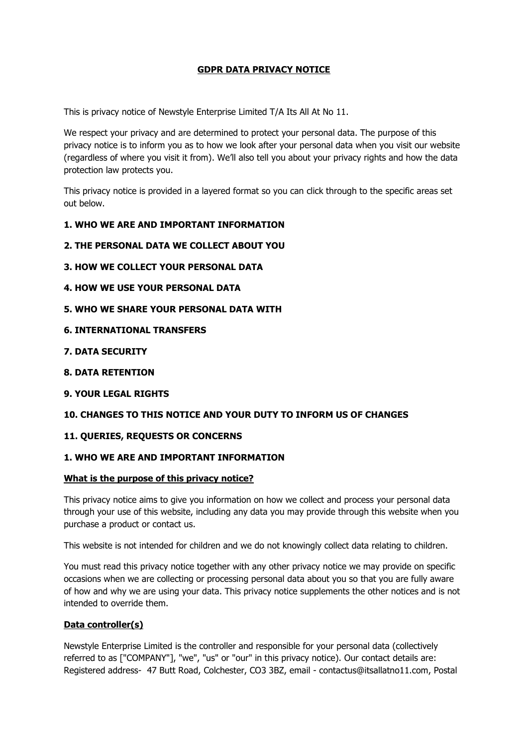# GDPR DATA PRIVACY NOTICE

This is privacy notice of Newstyle Enterprise Limited T/A Its All At No 11.

We respect your privacy and are determined to protect your personal data. The purpose of this privacy notice is to inform you as to how we look after your personal data when you visit our website (regardless of where you visit it from). We'll also tell you about your privacy rights and how the data protection law protects you.

This privacy notice is provided in a layered format so you can click through to the specific areas set out below.

**1. WHO WE ARE AND IMPORTANT INFORMATION**

**2. THE PERSONAL DATA WE COLLECT ABOUT YOU**

**3. HOW WE COLLECT YOUR PERSONAL DATA**

**4. HOW WE USE YOUR PERSONAL DATA**

**5. WHO WE SHARE YOUR PERSONAL DATA WITH**

**6. INTERNATIONAL TRANSFERS**

**7. DATA SECURITY**

**8. DATA RETENTION**

**9. YOUR LEGAL RIGHTS**

**10. CHANGES TO THIS NOTICE AND YOUR DUTY TO INFORM US OF CHANGES**

**11. QUERIES, REQUESTS OR CONCERNS**

## 1. WHO WE ARE AND IMPORTANT INFORMATION

### What is the purpose of this privacy notice?

This privacy notice aims to give you information on how we collect and process your personal data through your use of this website, including any data you may provide through this website when you purchase a product or contact us.

This website is not intended for children and we do not knowingly collect data relating to children.

You must read this privacy notice together with any other privacy notice we may provide on specific occasions when we are collecting or processing personal data about you so that you are fully aware of how and why we are using your data. This privacy notice supplements the other notices and is not intended to override them.

### Data controller(s)

Newstyle Enterprise Limited is the controller and responsible for your personal data (collectively referred to as ["COMPANY"], "we", "us" or "our" in this privacy notice). Our contact details are: Registered address- 47 Butt Road, Colchester, CO3 3BZ, email - contactus@itsallatno11.com, Postal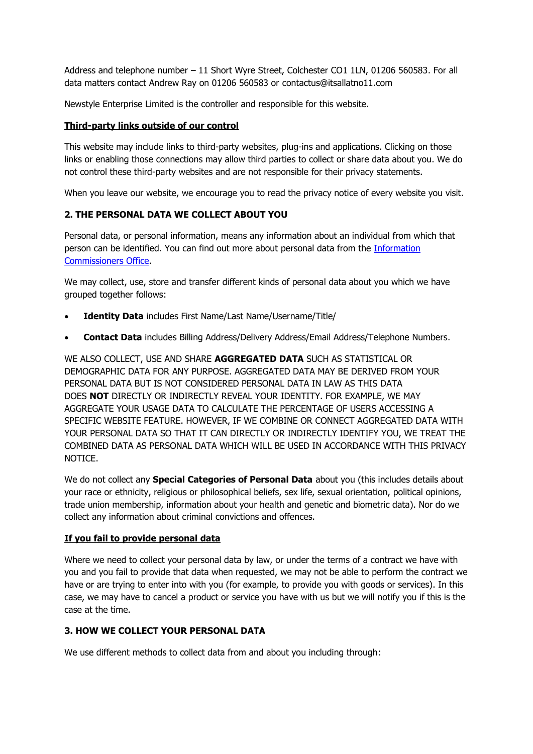Address and telephone number – 11 Short Wyre Street, Colchester CO1 1LN, 01206 560583. For all data matters contact Andrew Ray on 01206 560583 or contactus@itsallatno11.com

Newstyle Enterprise Limited is the controller and responsible for this website.

**Third-party links outside of our control**

This website may include links to third-party websites, plug-ins and applications. Clicking on those links or enabling those connections may allow third parties to collect or share data about you. We do not control these third-party websites and are not responsible for their privacy statements.

When you leave our website, we encourage you to read the privacy notice of every website you visit.

### 2. THE PERSONAL DATA WE COLLECT ABOUT YOU

Personal data, or personal information, means any information about an individual from which that person can be identified. You can find out more about personal data from the [Information Commissioners Office](#).

We may collect, use, store and transfer different kinds of personal data about you which we have grouped together follows:

- **Identity Data** includes First Name/Last Name/Username/Title/
- **Contact Data** includes Billing Address/Delivery Address/Email Address/Telephone Numbers.

WE ALSO COLLECT, USE AND SHARE **AGGREGATED DATA** SUCH AS STATISTICAL OR DEMOGRAPHIC DATA FOR ANY PURPOSE. AGGREGATED DATA MAY BE DERIVED FROM YOUR PERSONAL DATA BUT IS NOT CONSIDERED PERSONAL DATA IN LAW AS THIS DATA DOES **NOT** DIRECTLY OR INDIRECTLY REVEAL YOUR IDENTITY. FOR EXAMPLE, WE MAY AGGREGATE YOUR USAGE DATA TO CALCULATE THE PERCENTAGE OF USERS ACCESSING A SPECIFIC WEBSITE FEATURE. HOWEVER, IF WE COMBINE OR CONNECT AGGREGATED DATA WITH YOUR PERSONAL DATA SO THAT IT CAN DIRECTLY OR INDIRECTLY IDENTIFY YOU, WE TREAT THE COMBINED DATA AS PERSONAL DATA WHICH WILL BE USED IN ACCORDANCE WITH THIS PRIVACY NOTICE.

We do not collect any **Special Categories of Personal Data** about you (this includes details about your race or ethnicity, religious or philosophical beliefs, sex life, sexual orientation, political opinions, trade union membership, information about your health and genetic and biometric data). Nor do we collect any information about criminal convictions and offences.

**If you fail to provide personal data**

Where we need to collect your personal data by law, or under the terms of a contract we have with you and you fail to provide that data when requested, we may not be able to perform the contract we have or are trying to enter into with you (for example, to provide you with goods or services). In this case, we may have to cancel a product or service you have with us but we will notify you if this is the case at the time.

### 3. HOW WE COLLECT YOUR PERSONAL DATA

We use different methods to collect data from and about you including through: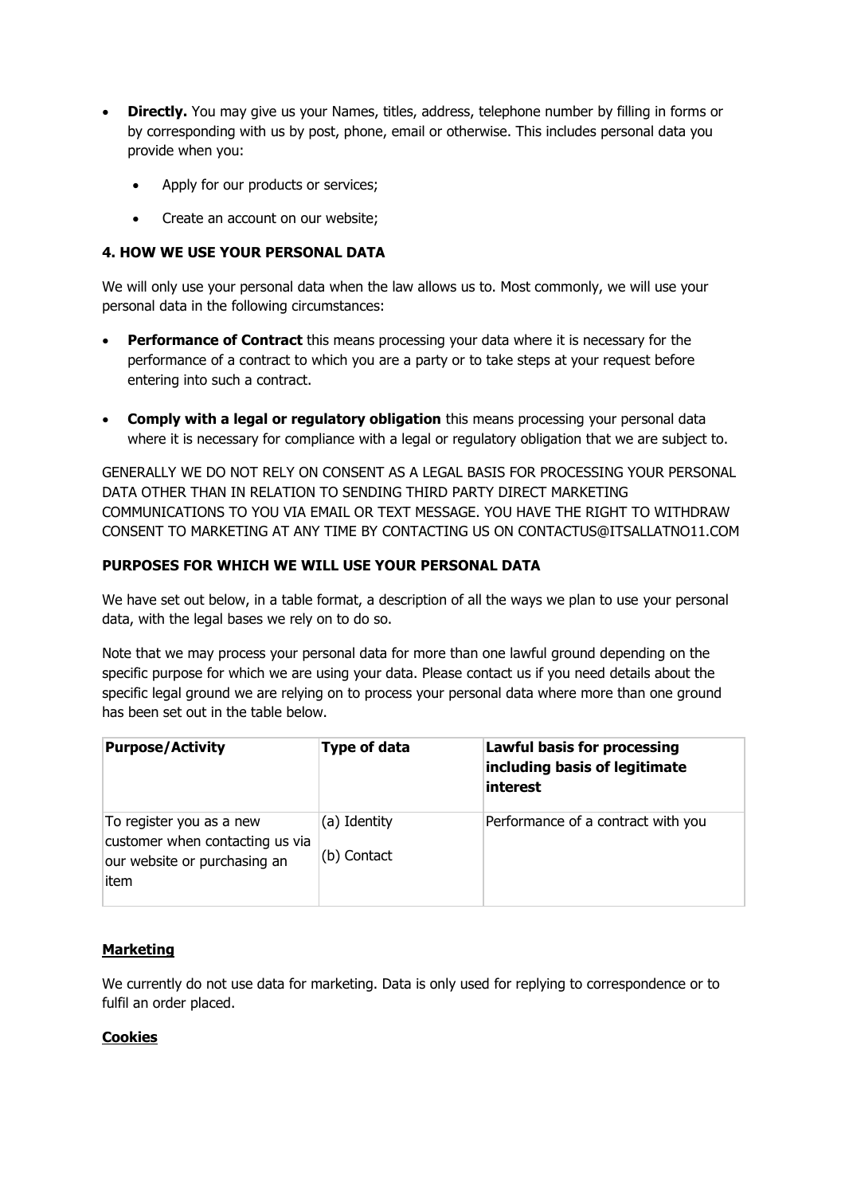- **Directly.** You may give us your Names, titles, address, telephone number by filling in forms or by corresponding with us by post, phone, email or otherwise. This includes personal data you provide when you:
  - Apply for our products or services;
  - Create an account on our website;

### 4. HOW WE USE YOUR PERSONAL DATA

We will only use your personal data when the law allows us to. Most commonly, we will use your personal data in the following circumstances:

- **Performance of Contract** this means processing your data where it is necessary for the performance of a contract to which you are a party or to take steps at your request before entering into such a contract.
- **Comply with a legal or regulatory obligation** this means processing your personal data where it is necessary for compliance with a legal or regulatory obligation that we are subject to.

GENERALLY WE DO NOT RELY ON CONSENT AS A LEGAL BASIS FOR PROCESSING YOUR PERSONAL DATA OTHER THAN IN RELATION TO SENDING THIRD PARTY DIRECT MARKETING COMMUNICATIONS TO YOU VIA EMAIL OR TEXT MESSAGE. YOU HAVE THE RIGHT TO WITHDRAW CONSENT TO MARKETING AT ANY TIME BY CONTACTING US ON CONTACTUS@ITSALLATNO11.COM

### PURPOSES FOR WHICH WE WILL USE YOUR PERSONAL DATA

We have set out below, in a table format, a description of all the ways we plan to use your personal data, with the legal bases we rely on to do so.

Note that we may process your personal data for more than one lawful ground depending on the specific purpose for which we are using your data. Please contact us if you need details about the specific legal ground we are relying on to process your personal data where more than one ground has been set out in the table below.

| Purpose/Activity | Type of data | Lawful basis for processing including basis of legitimate interest |
|---|---|---|
| To register you as a new customer when contacting us via our website or purchasing an item | (a) Identity<br>(b) Contact | Performance of a contract with you |

**<u>Marketing</u>**

We currently do not use data for marketing. Data is only used for replying to correspondence or to fulfil an order placed.

**<u>Cookies</u>**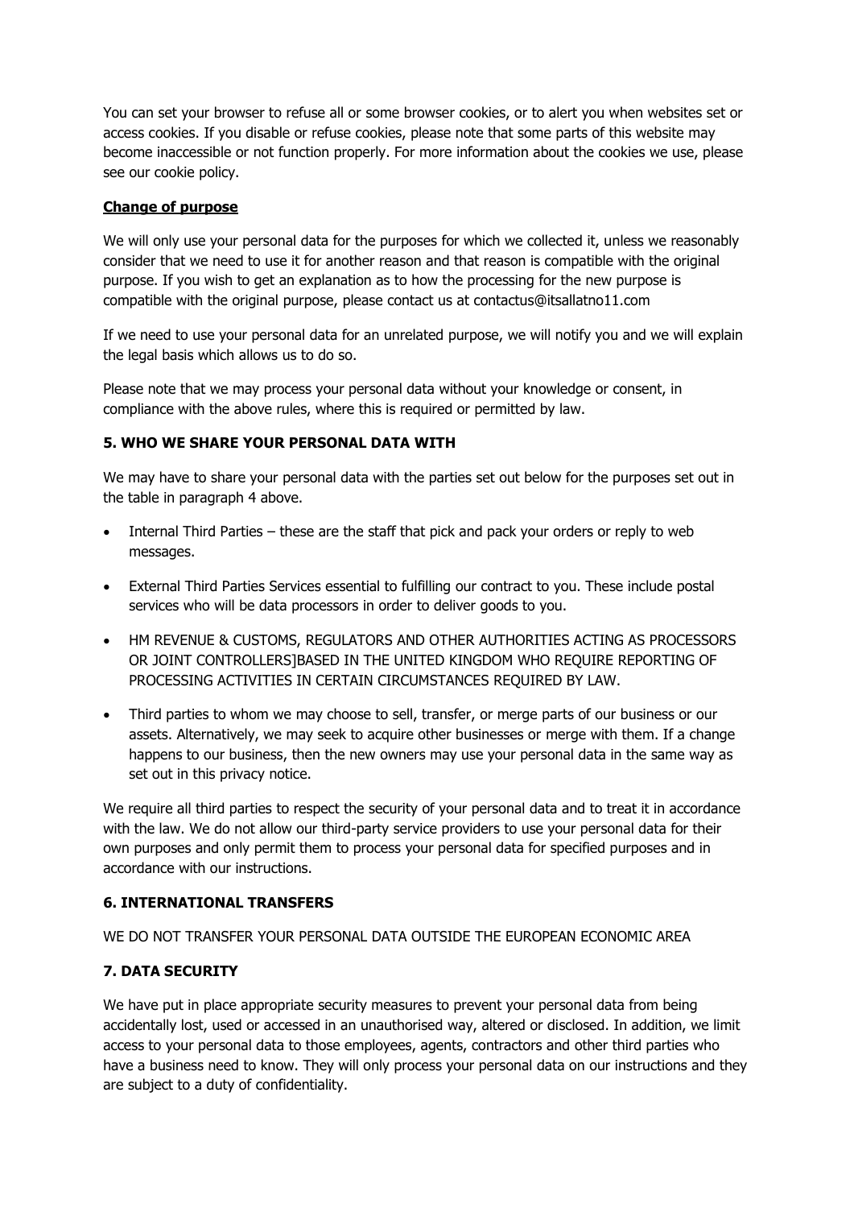You can set your browser to refuse all or some browser cookies, or to alert you when websites set or access cookies. If you disable or refuse cookies, please note that some parts of this website may become inaccessible or not function properly. For more information about the cookies we use, please see our cookie policy.

**Change of purpose**

We will only use your personal data for the purposes for which we collected it, unless we reasonably consider that we need to use it for another reason and that reason is compatible with the original purpose. If you wish to get an explanation as to how the processing for the new purpose is compatible with the original purpose, please contact us at contactus@itsallatno11.com

If we need to use your personal data for an unrelated purpose, we will notify you and we will explain the legal basis which allows us to do so.

Please note that we may process your personal data without your knowledge or consent, in compliance with the above rules, where this is required or permitted by law.

### 5. WHO WE SHARE YOUR PERSONAL DATA WITH

We may have to share your personal data with the parties set out below for the purposes set out in the table in paragraph 4 above.

- Internal Third Parties – these are the staff that pick and pack your orders or reply to web messages.
- External Third Parties Services essential to fulfilling our contract to you. These include postal services who will be data processors in order to deliver goods to you.
- HM REVENUE & CUSTOMS, REGULATORS AND OTHER AUTHORITIES ACTING AS PROCESSORS OR JOINT CONTROLLERS]BASED IN THE UNITED KINGDOM WHO REQUIRE REPORTING OF PROCESSING ACTIVITIES IN CERTAIN CIRCUMSTANCES REQUIRED BY LAW.
- Third parties to whom we may choose to sell, transfer, or merge parts of our business or our assets. Alternatively, we may seek to acquire other businesses or merge with them. If a change happens to our business, then the new owners may use your personal data in the same way as set out in this privacy notice.

We require all third parties to respect the security of your personal data and to treat it in accordance with the law. We do not allow our third-party service providers to use your personal data for their own purposes and only permit them to process your personal data for specified purposes and in accordance with our instructions.

### 6. INTERNATIONAL TRANSFERS

WE DO NOT TRANSFER YOUR PERSONAL DATA OUTSIDE THE EUROPEAN ECONOMIC AREA

### 7. DATA SECURITY

We have put in place appropriate security measures to prevent your personal data from being accidentally lost, used or accessed in an unauthorised way, altered or disclosed. In addition, we limit access to your personal data to those employees, agents, contractors and other third parties who have a business need to know. They will only process your personal data on our instructions and they are subject to a duty of confidentiality.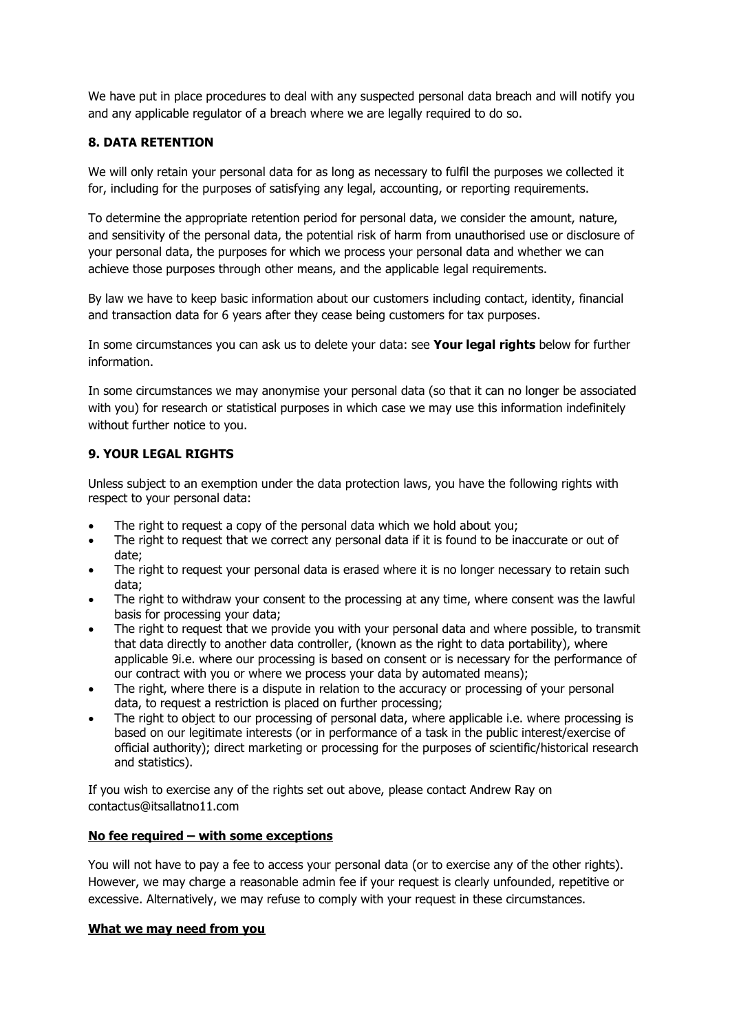We have put in place procedures to deal with any suspected personal data breach and will notify you and any applicable regulator of a breach where we are legally required to do so.

## 8. DATA RETENTION

We will only retain your personal data for as long as necessary to fulfil the purposes we collected it for, including for the purposes of satisfying any legal, accounting, or reporting requirements.

To determine the appropriate retention period for personal data, we consider the amount, nature, and sensitivity of the personal data, the potential risk of harm from unauthorised use or disclosure of your personal data, the purposes for which we process your personal data and whether we can achieve those purposes through other means, and the applicable legal requirements.

By law we have to keep basic information about our customers including contact, identity, financial and transaction data for 6 years after they cease being customers for tax purposes.

In some circumstances you can ask us to delete your data: see **Your legal rights** below for further information.

In some circumstances we may anonymise your personal data (so that it can no longer be associated with you) for research or statistical purposes in which case we may use this information indefinitely without further notice to you.

## 9. YOUR LEGAL RIGHTS

Unless subject to an exemption under the data protection laws, you have the following rights with respect to your personal data:

- The right to request a copy of the personal data which we hold about you;
- The right to request that we correct any personal data if it is found to be inaccurate or out of date;
- The right to request your personal data is erased where it is no longer necessary to retain such data;
- The right to withdraw your consent to the processing at any time, where consent was the lawful basis for processing your data;
- The right to request that we provide you with your personal data and where possible, to transmit that data directly to another data controller, (known as the right to data portability), where applicable 9i.e. where our processing is based on consent or is necessary for the performance of our contract with you or where we process your data by automated means);
- The right, where there is a dispute in relation to the accuracy or processing of your personal data, to request a restriction is placed on further processing;
- The right to object to our processing of personal data, where applicable i.e. where processing is based on our legitimate interests (or in performance of a task in the public interest/exercise of official authority); direct marketing or processing for the purposes of scientific/historical research and statistics).

If you wish to exercise any of the rights set out above, please contact Andrew Ray on contactus@itsallatno11.com

**No fee required – with some exceptions**

You will not have to pay a fee to access your personal data (or to exercise any of the other rights). However, we may charge a reasonable admin fee if your request is clearly unfounded, repetitive or excessive. Alternatively, we may refuse to comply with your request in these circumstances.

**What we may need from you**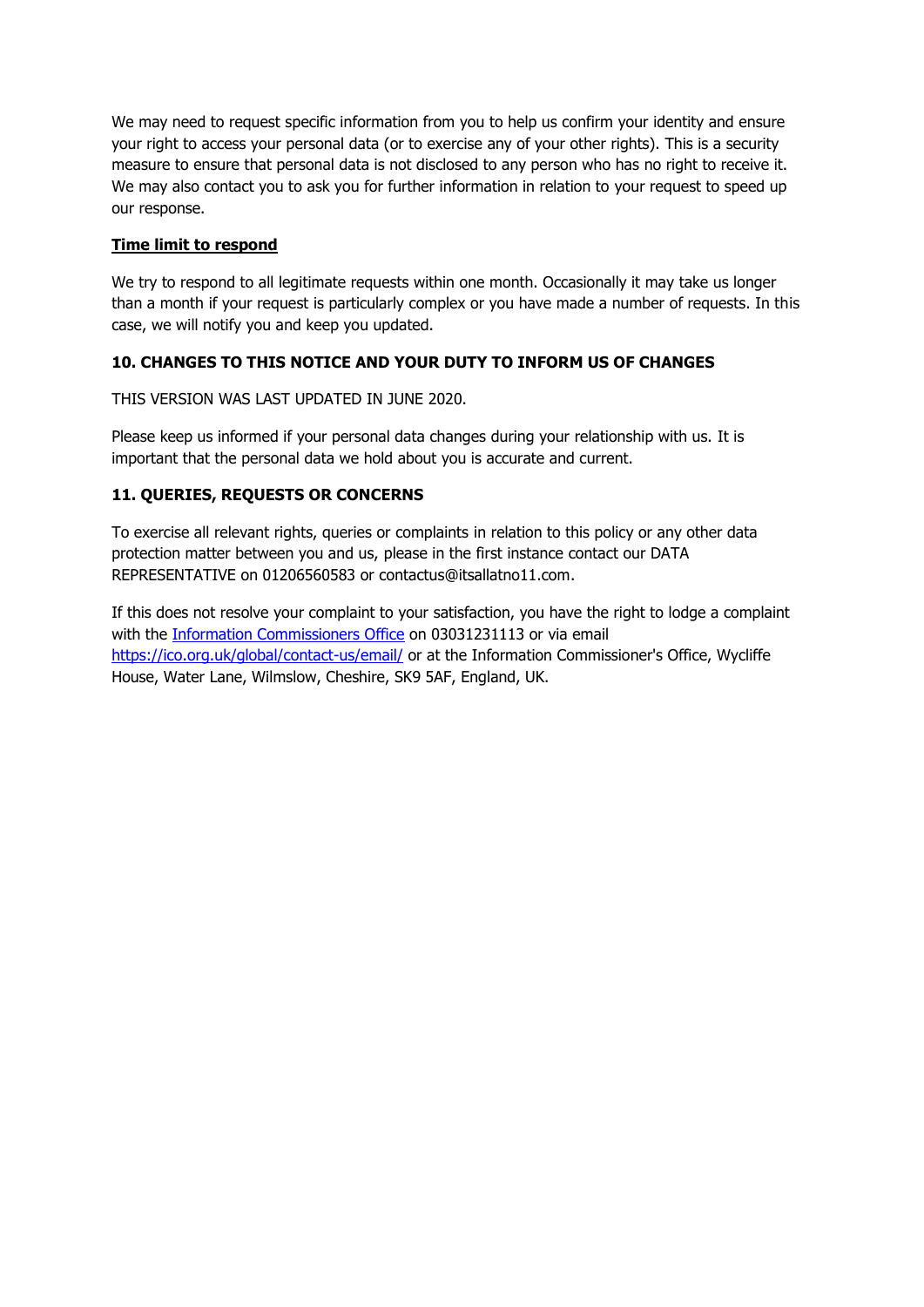We may need to request specific information from you to help us confirm your identity and ensure your right to access your personal data (or to exercise any of your other rights). This is a security measure to ensure that personal data is not disclosed to any person who has no right to receive it. We may also contact you to ask you for further information in relation to your request to speed up our response.

**Time limit to respond**

We try to respond to all legitimate requests within one month. Occasionally it may take us longer than a month if your request is particularly complex or you have made a number of requests. In this case, we will notify you and keep you updated.

### 10. CHANGES TO THIS NOTICE AND YOUR DUTY TO INFORM US OF CHANGES

THIS VERSION WAS LAST UPDATED IN JUNE 2020.

Please keep us informed if your personal data changes during your relationship with us. It is important that the personal data we hold about you is accurate and current.

### 11. QUERIES, REQUESTS OR CONCERNS

To exercise all relevant rights, queries or complaints in relation to this policy or any other data protection matter between you and us, please in the first instance contact our DATA REPRESENTATIVE on 01206560583 or contactus@itsallatno11.com.

If this does not resolve your complaint to your satisfaction, you have the right to lodge a complaint with the [Information Commissioners Office](https://ico.org.uk) on 03031231113 or via email [https://ico.org.uk/global/contact-us/email/](https://ico.org.uk/global/contact-us/email/) or at the Information Commissioner's Office, Wycliffe House, Water Lane, Wilmslow, Cheshire, SK9 5AF, England, UK.